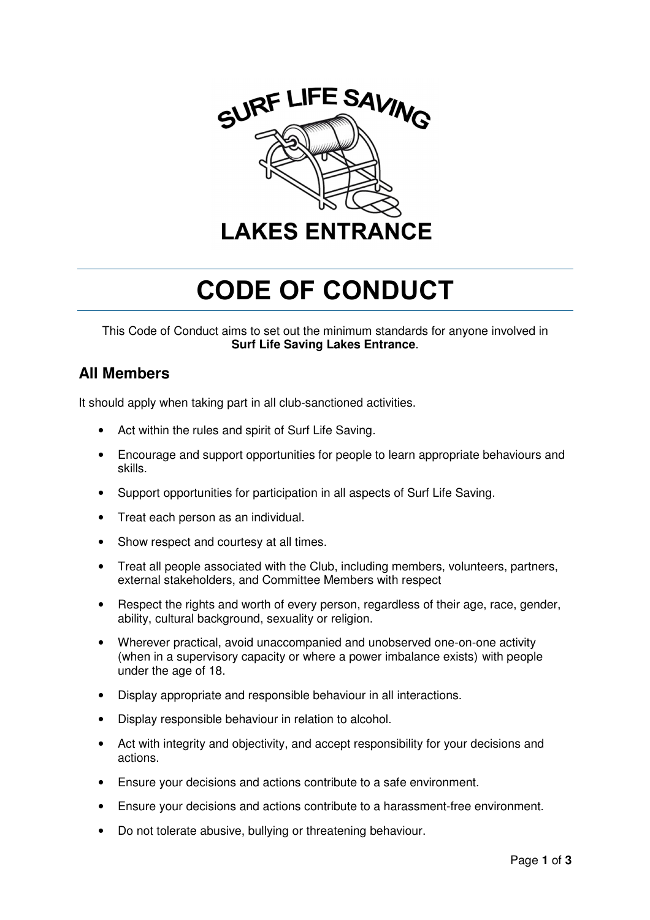# CODE OF CONDUCT

This Code of Conduct aims to set out the minimum standards for anyone involved in **Surf Life Saving Lakes Entrance**.

## All Members

It should apply when taking part in all club-sanctioned activities.

- Act within the rules and spirit of Surf Life Saving.
- Encourage and support opportunities for people to learn appropriate behaviours and skills.
- Support opportunities for participation in all aspects of Surf Life Saving.
- Treat each person as an individual.
- Show respect and courtesy at all times.
- Treat all people associated with the Club, including members, volunteers, partners, external stakeholders, and Committee Members with respect
- Respect the rights and worth of every person, regardless of their age, race, gender, ability, cultural background, sexuality or religion.
- Wherever practical, avoid unaccompanied and unobserved one-on-one activity (when in a supervisory capacity or where a power imbalance exists) with people under the age of 18.
- Display appropriate and responsible behaviour in all interactions.
- Display responsible behaviour in relation to alcohol.
- Act with integrity and objectivity, and accept responsibility for your decisions and actions.
- Ensure your decisions and actions contribute to a safe environment.
- Ensure your decisions and actions contribute to a harassment-free environment.
- Do not tolerate abusive, bullying or threatening behaviour.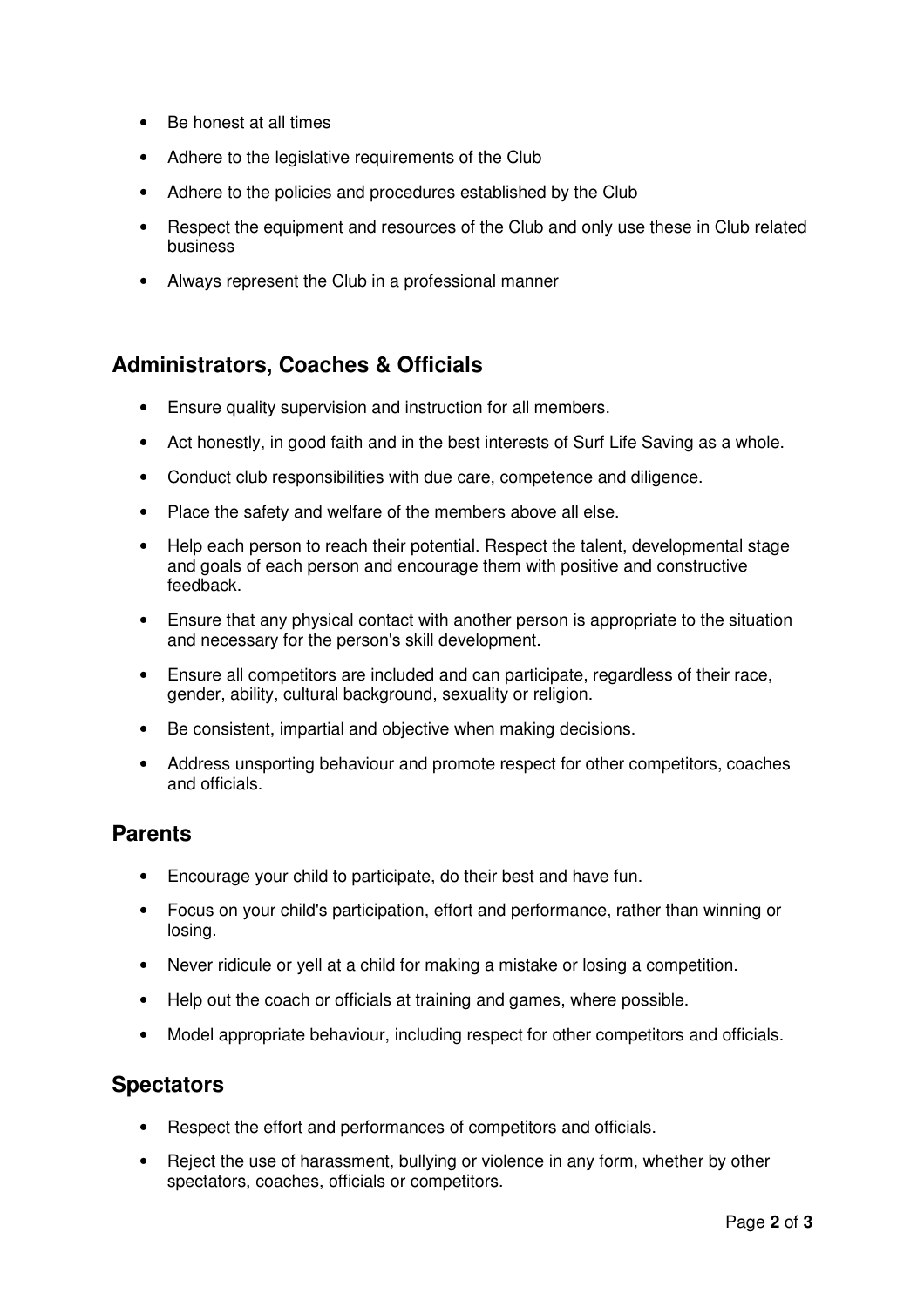- Be honest at all times
- Adhere to the legislative requirements of the Club
- Adhere to the policies and procedures established by the Club
- Respect the equipment and resources of the Club and only use these in Club related business
- Always represent the Club in a professional manner

## Administrators, Coaches & Officials

- Ensure quality supervision and instruction for all members.
- Act honestly, in good faith and in the best interests of Surf Life Saving as a whole.
- Conduct club responsibilities with due care, competence and diligence.
- Place the safety and welfare of the members above all else.
- Help each person to reach their potential. Respect the talent, developmental stage and goals of each person and encourage them with positive and constructive feedback.
- Ensure that any physical contact with another person is appropriate to the situation and necessary for the person's skill development.
- Ensure all competitors are included and can participate, regardless of their race, gender, ability, cultural background, sexuality or religion.
- Be consistent, impartial and objective when making decisions.
- Address unsporting behaviour and promote respect for other competitors, coaches and officials.

## Parents

- Encourage your child to participate, do their best and have fun.
- Focus on your child's participation, effort and performance, rather than winning or losing.
- Never ridicule or yell at a child for making a mistake or losing a competition.
- Help out the coach or officials at training and games, where possible.
- Model appropriate behaviour, including respect for other competitors and officials.

## Spectators

- Respect the effort and performances of competitors and officials.
- Reject the use of harassment, bullying or violence in any form, whether by other spectators, coaches, officials or competitors.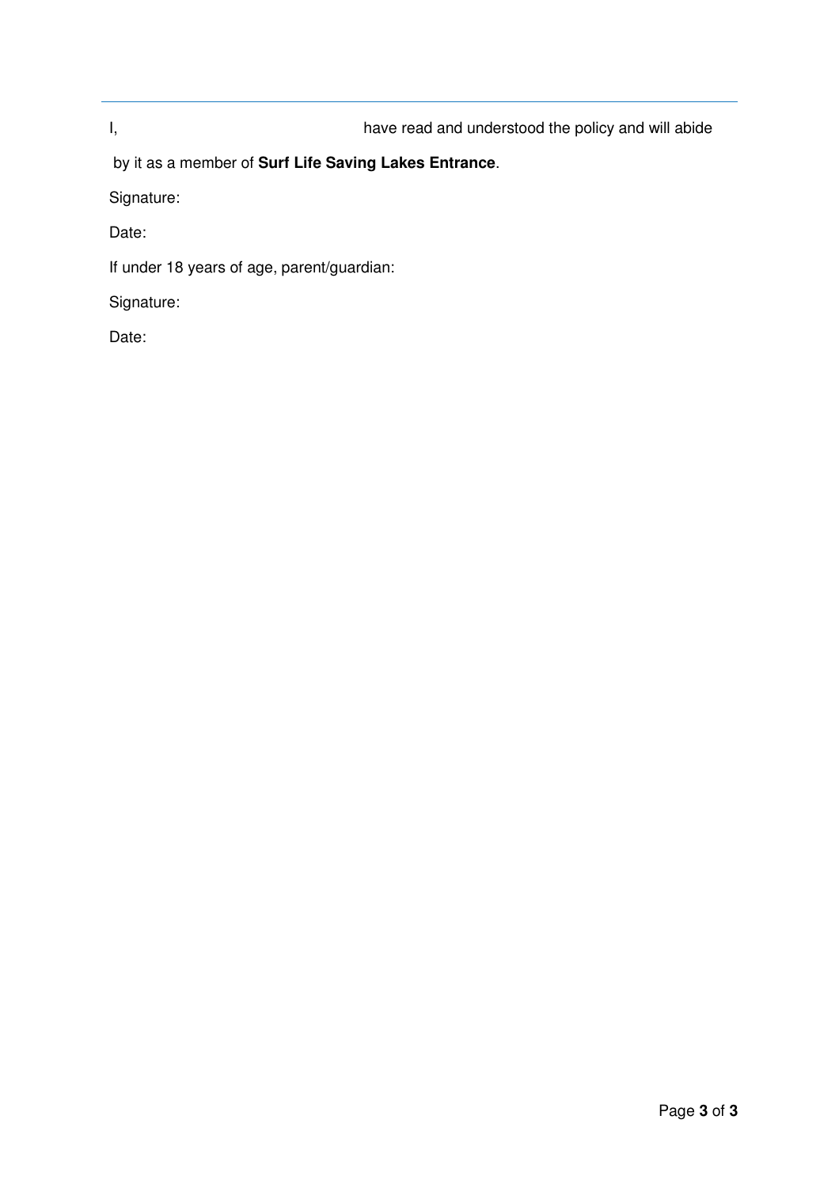I, have read and understood the policy and will abide

by it as a member of **Surf Life Saving Lakes Entrance**.

Signature:

Date:

If under 18 years of age, parent/guardian:

Signature:

Date: